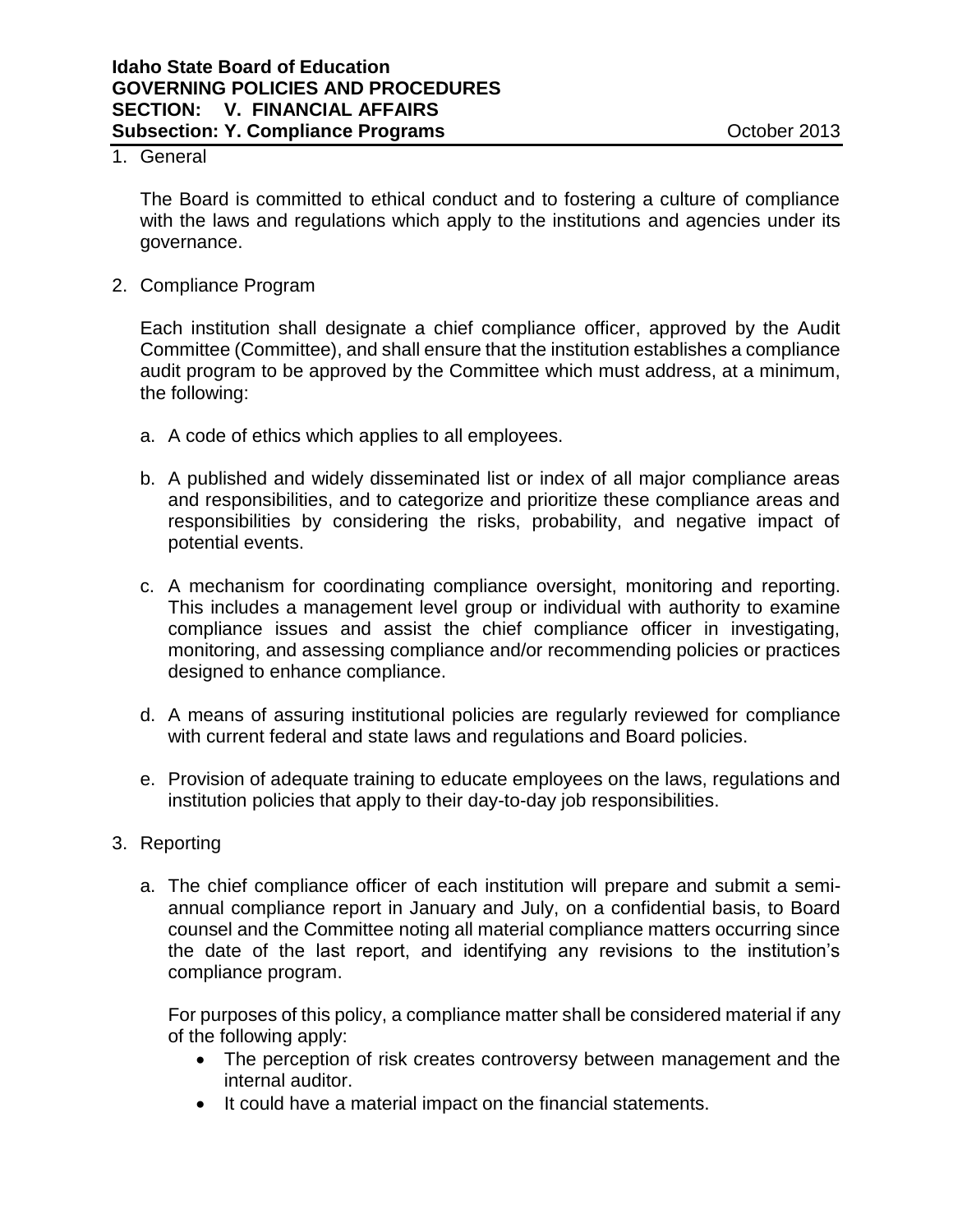**Idaho State Board of Education**
**GOVERNING POLICIES AND PROCEDURES**
**SECTION: V. FINANCIAL AFFAIRS**
**Subsection: Y. Compliance Programs** October 2013

1. General

   The Board is committed to ethical conduct and to fostering a culture of compliance with the laws and regulations which apply to the institutions and agencies under its governance.

2. Compliance Program

   Each institution shall designate a chief compliance officer, approved by the Audit Committee (Committee), and shall ensure that the institution establishes a compliance audit program to be approved by the Committee which must address, at a minimum, the following:

   a. A code of ethics which applies to all employees.

   b. A published and widely disseminated list or index of all major compliance areas and responsibilities, and to categorize and prioritize these compliance areas and responsibilities by considering the risks, probability, and negative impact of potential events.

   c. A mechanism for coordinating compliance oversight, monitoring and reporting. This includes a management level group or individual with authority to examine compliance issues and assist the chief compliance officer in investigating, monitoring, and assessing compliance and/or recommending policies or practices designed to enhance compliance.

   d. A means of assuring institutional policies are regularly reviewed for compliance with current federal and state laws and regulations and Board policies.

   e. Provision of adequate training to educate employees on the laws, regulations and institution policies that apply to their day-to-day job responsibilities.

3. Reporting

   a. The chief compliance officer of each institution will prepare and submit a semi-annual compliance report in January and July, on a confidential basis, to Board counsel and the Committee noting all material compliance matters occurring since the date of the last report, and identifying any revisions to the institution's compliance program.

      For purposes of this policy, a compliance matter shall be considered material if any of the following apply:

      - The perception of risk creates controversy between management and the internal auditor.
      - It could have a material impact on the financial statements.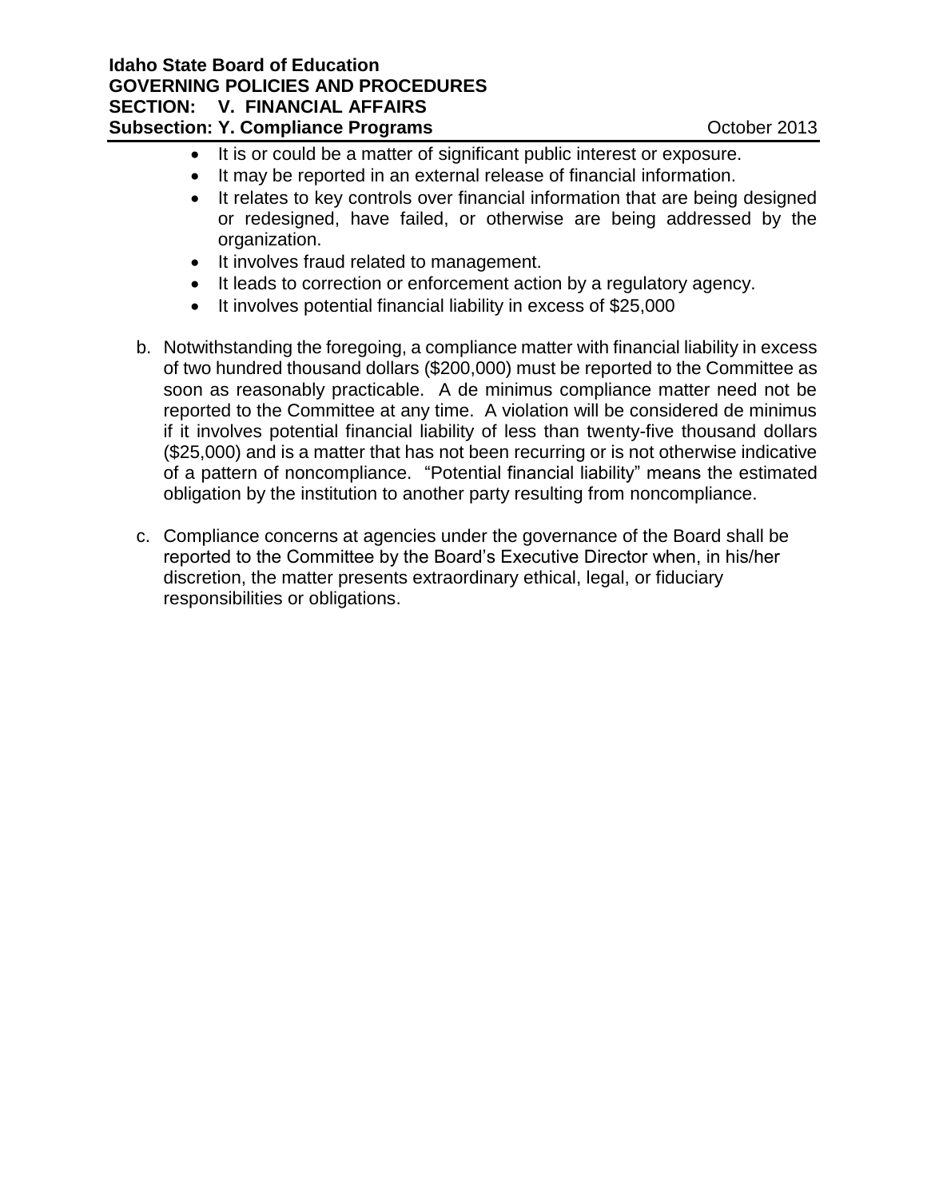- It is or could be a matter of significant public interest or exposure.
- It may be reported in an external release of financial information.
- It relates to key controls over financial information that are being designed or redesigned, have failed, or otherwise are being addressed by the organization.
- It involves fraud related to management.
- It leads to correction or enforcement action by a regulatory agency.
- It involves potential financial liability in excess of $25,000

b. Notwithstanding the foregoing, a compliance matter with financial liability in excess of two hundred thousand dollars ($200,000) must be reported to the Committee as soon as reasonably practicable. A de minimus compliance matter need not be reported to the Committee at any time. A violation will be considered de minimus if it involves potential financial liability of less than twenty-five thousand dollars ($25,000) and is a matter that has not been recurring or is not otherwise indicative of a pattern of noncompliance. "Potential financial liability" means the estimated obligation by the institution to another party resulting from noncompliance.

c. Compliance concerns at agencies under the governance of the Board shall be reported to the Committee by the Board's Executive Director when, in his/her discretion, the matter presents extraordinary ethical, legal, or fiduciary responsibilities or obligations.